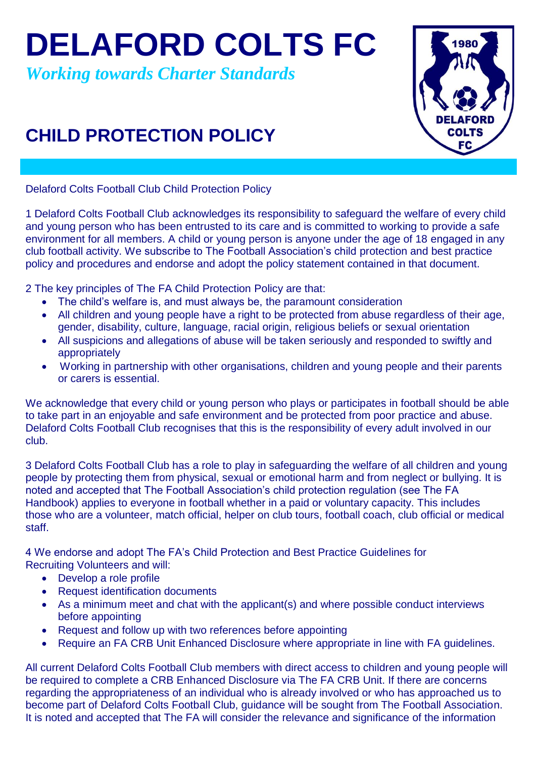# DELAFORD COLTS FC

*Working towards Charter Standards*

## CHILD PROTECTION POLICY

Delaford Colts Football Club Child Protection Policy

1 Delaford Colts Football Club acknowledges its responsibility to safeguard the welfare of every child and young person who has been entrusted to its care and is committed to working to provide a safe environment for all members. A child or young person is anyone under the age of 18 engaged in any club football activity. We subscribe to The Football Association's child protection and best practice policy and procedures and endorse and adopt the policy statement contained in that document.

2 The key principles of The FA Child Protection Policy are that:

- The child's welfare is, and must always be, the paramount consideration
- All children and young people have a right to be protected from abuse regardless of their age, gender, disability, culture, language, racial origin, religious beliefs or sexual orientation
- All suspicions and allegations of abuse will be taken seriously and responded to swiftly and appropriately
- Working in partnership with other organisations, children and young people and their parents or carers is essential.

We acknowledge that every child or young person who plays or participates in football should be able to take part in an enjoyable and safe environment and be protected from poor practice and abuse. Delaford Colts Football Club recognises that this is the responsibility of every adult involved in our club.

3 Delaford Colts Football Club has a role to play in safeguarding the welfare of all children and young people by protecting them from physical, sexual or emotional harm and from neglect or bullying. It is noted and accepted that The Football Association's child protection regulation (see The FA Handbook) applies to everyone in football whether in a paid or voluntary capacity. This includes those who are a volunteer, match official, helper on club tours, football coach, club official or medical staff.

4 We endorse and adopt The FA's Child Protection and Best Practice Guidelines for Recruiting Volunteers and will:

- Develop a role profile
- Request identification documents
- As a minimum meet and chat with the applicant(s) and where possible conduct interviews before appointing
- Request and follow up with two references before appointing
- Require an FA CRB Unit Enhanced Disclosure where appropriate in line with FA guidelines.

All current Delaford Colts Football Club members with direct access to children and young people will be required to complete a CRB Enhanced Disclosure via The FA CRB Unit. If there are concerns regarding the appropriateness of an individual who is already involved or who has approached us to become part of Delaford Colts Football Club, guidance will be sought from The Football Association. It is noted and accepted that The FA will consider the relevance and significance of the information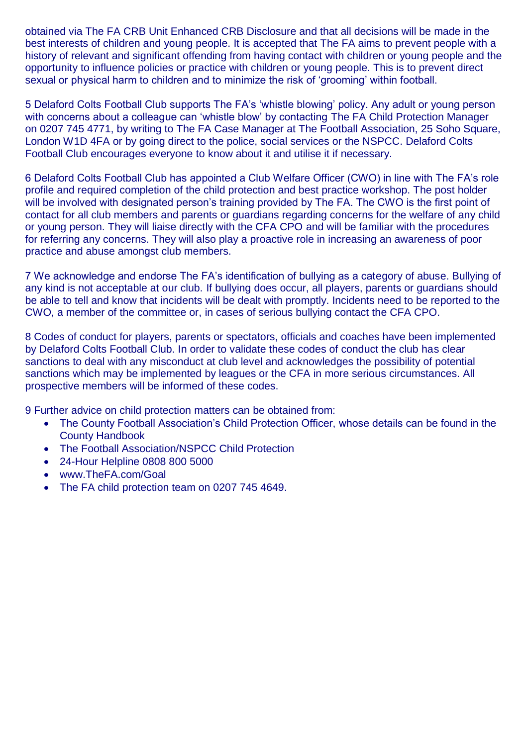obtained via The FA CRB Unit Enhanced CRB Disclosure and that all decisions will be made in the best interests of children and young people. It is accepted that The FA aims to prevent people with a history of relevant and significant offending from having contact with children or young people and the opportunity to influence policies or practice with children or young people. This is to prevent direct sexual or physical harm to children and to minimize the risk of 'grooming' within football.

5 Delaford Colts Football Club supports The FA's 'whistle blowing' policy. Any adult or young person with concerns about a colleague can 'whistle blow' by contacting The FA Child Protection Manager on 0207 745 4771, by writing to The FA Case Manager at The Football Association, 25 Soho Square, London W1D 4FA or by going direct to the police, social services or the NSPCC. Delaford Colts Football Club encourages everyone to know about it and utilise it if necessary.

6 Delaford Colts Football Club has appointed a Club Welfare Officer (CWO) in line with The FA's role profile and required completion of the child protection and best practice workshop. The post holder will be involved with designated person's training provided by The FA. The CWO is the first point of contact for all club members and parents or guardians regarding concerns for the welfare of any child or young person. They will liaise directly with the CFA CPO and will be familiar with the procedures for referring any concerns. They will also play a proactive role in increasing an awareness of poor practice and abuse amongst club members.

7 We acknowledge and endorse The FA's identification of bullying as a category of abuse. Bullying of any kind is not acceptable at our club. If bullying does occur, all players, parents or guardians should be able to tell and know that incidents will be dealt with promptly. Incidents need to be reported to the CWO, a member of the committee or, in cases of serious bullying contact the CFA CPO.

8 Codes of conduct for players, parents or spectators, officials and coaches have been implemented by Delaford Colts Football Club. In order to validate these codes of conduct the club has clear sanctions to deal with any misconduct at club level and acknowledges the possibility of potential sanctions which may be implemented by leagues or the CFA in more serious circumstances. All prospective members will be informed of these codes.

9 Further advice on child protection matters can be obtained from:

- The County Football Association's Child Protection Officer, whose details can be found in the County Handbook
- The Football Association/NSPCC Child Protection
- 24-Hour Helpline 0808 800 5000
- www.TheFA.com/Goal
- The FA child protection team on 0207 745 4649.